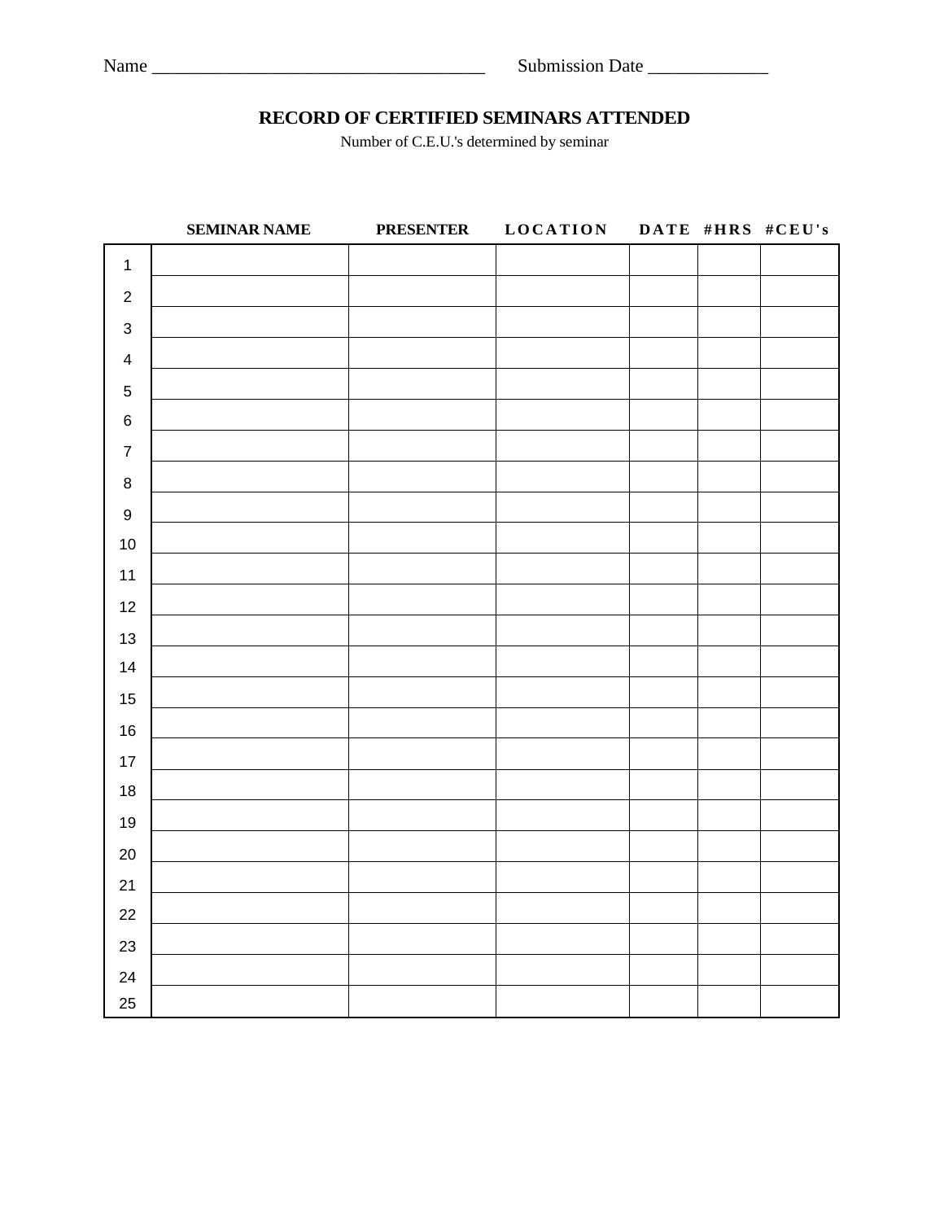Name ____________________________________ Submission Date _____________

## RECORD OF CERTIFIED SEMINARS ATTENDED

Number of C.E.U.'s determined by seminar

| | SEMINAR NAME | PRESENTER | LOCATION | DATE | #HRS | #CEU's |
|---|---|---|---|---|---|---|
| 1 | | | | | | |
| 2 | | | | | | |
| 3 | | | | | | |
| 4 | | | | | | |
| 5 | | | | | | |
| 6 | | | | | | |
| 7 | | | | | | |
| 8 | | | | | | |
| 9 | | | | | | |
| 10 | | | | | | |
| 11 | | | | | | |
| 12 | | | | | | |
| 13 | | | | | | |
| 14 | | | | | | |
| 15 | | | | | | |
| 16 | | | | | | |
| 17 | | | | | | |
| 18 | | | | | | |
| 19 | | | | | | |
| 20 | | | | | | |
| 21 | | | | | | |
| 22 | | | | | | |
| 23 | | | | | | |
| 24 | | | | | | |
| 25 | | | | | | |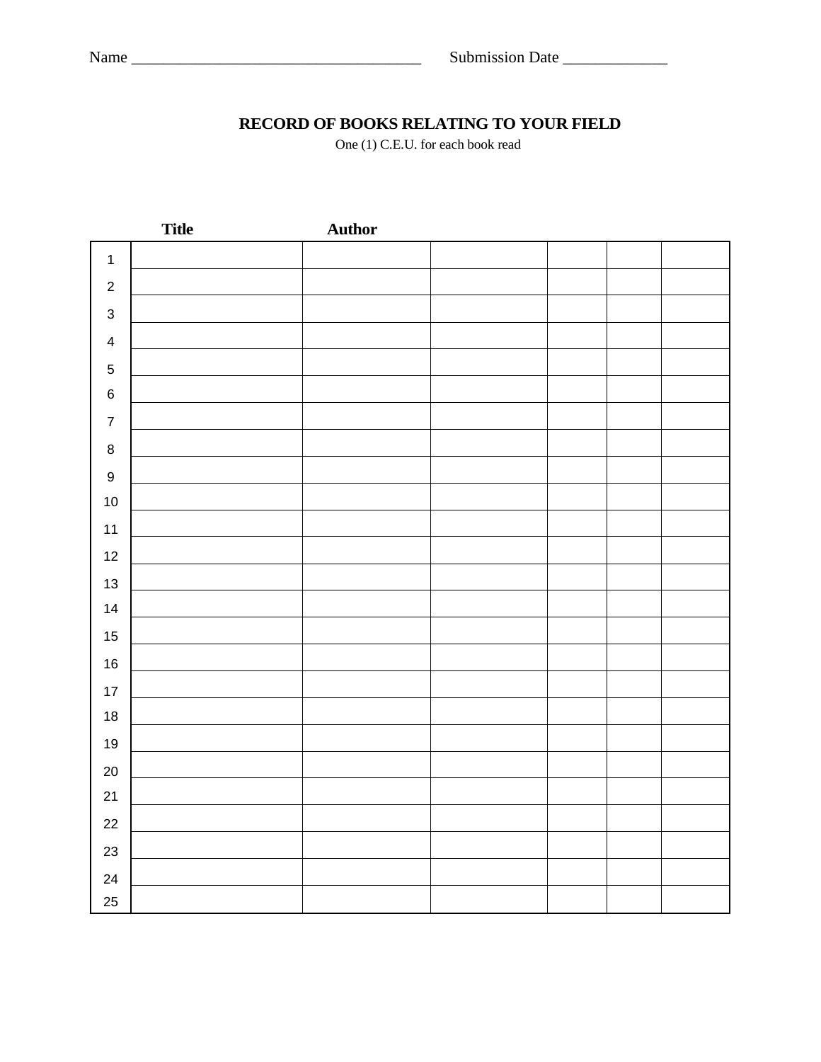Name ___________________________________ Submission Date _____________

# RECORD OF BOOKS RELATING TO YOUR FIELD

One (1) C.E.U. for each book read

|  | Title | Author |  |  |  |  |
|---|---|---|---|---|---|---|
| 1 |  |  |  |  |  |  |
| 2 |  |  |  |  |  |  |
| 3 |  |  |  |  |  |  |
| 4 |  |  |  |  |  |  |
| 5 |  |  |  |  |  |  |
| 6 |  |  |  |  |  |  |
| 7 |  |  |  |  |  |  |
| 8 |  |  |  |  |  |  |
| 9 |  |  |  |  |  |  |
| 10 |  |  |  |  |  |  |
| 11 |  |  |  |  |  |  |
| 12 |  |  |  |  |  |  |
| 13 |  |  |  |  |  |  |
| 14 |  |  |  |  |  |  |
| 15 |  |  |  |  |  |  |
| 16 |  |  |  |  |  |  |
| 17 |  |  |  |  |  |  |
| 18 |  |  |  |  |  |  |
| 19 |  |  |  |  |  |  |
| 20 |  |  |  |  |  |  |
| 21 |  |  |  |  |  |  |
| 22 |  |  |  |  |  |  |
| 23 |  |  |  |  |  |  |
| 24 |  |  |  |  |  |  |
| 25 |  |  |  |  |  |  |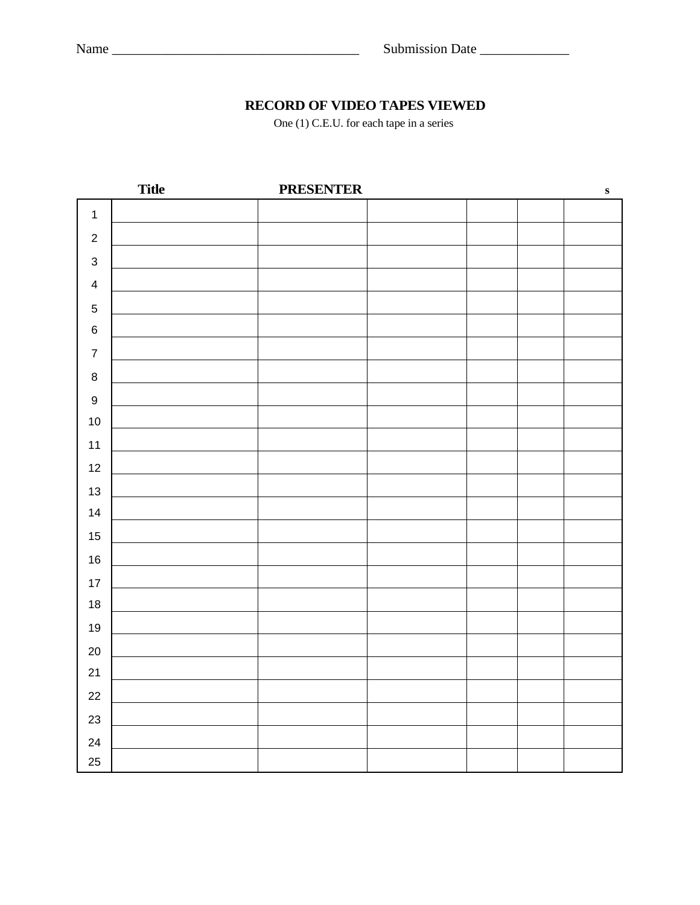Name ____________________________________ Submission Date _____________

**RECORD OF VIDEO TAPES VIEWED**

One (1) C.E.U. for each tape in a series

| | Title | PRESENTER | | | | s |
|---|---|---|---|---|---|---|
| 1 | | | | | | |
| 2 | | | | | | |
| 3 | | | | | | |
| 4 | | | | | | |
| 5 | | | | | | |
| 6 | | | | | | |
| 7 | | | | | | |
| 8 | | | | | | |
| 9 | | | | | | |
| 10 | | | | | | |
| 11 | | | | | | |
| 12 | | | | | | |
| 13 | | | | | | |
| 14 | | | | | | |
| 15 | | | | | | |
| 16 | | | | | | |
| 17 | | | | | | |
| 18 | | | | | | |
| 19 | | | | | | |
| 20 | | | | | | |
| 21 | | | | | | |
| 22 | | | | | | |
| 23 | | | | | | |
| 24 | | | | | | |
| 25 | | | | | | |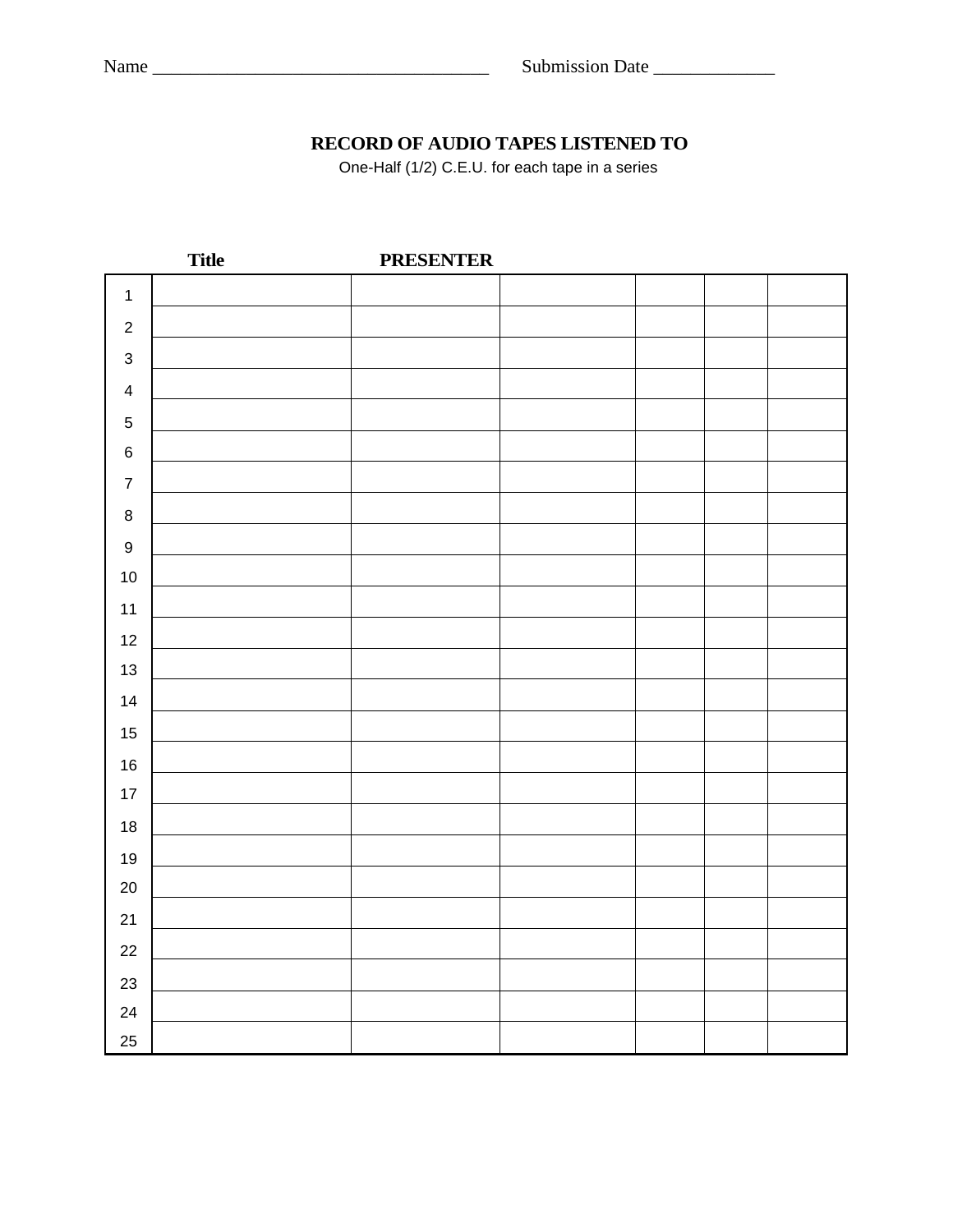Name ___________________________________ Submission Date _____________

**RECORD OF AUDIO TAPES LISTENED TO**

One-Half (1/2) C.E.U. for each tape in a series

| | Title | PRESENTER | | | | |
|---|---|---|---|---|---|---|
| 1 | | | | | | |
| 2 | | | | | | |
| 3 | | | | | | |
| 4 | | | | | | |
| 5 | | | | | | |
| 6 | | | | | | |
| 7 | | | | | | |
| 8 | | | | | | |
| 9 | | | | | | |
| 10 | | | | | | |
| 11 | | | | | | |
| 12 | | | | | | |
| 13 | | | | | | |
| 14 | | | | | | |
| 15 | | | | | | |
| 16 | | | | | | |
| 17 | | | | | | |
| 18 | | | | | | |
| 19 | | | | | | |
| 20 | | | | | | |
| 21 | | | | | | |
| 22 | | | | | | |
| 23 | | | | | | |
| 24 | | | | | | |
| 25 | | | | | | |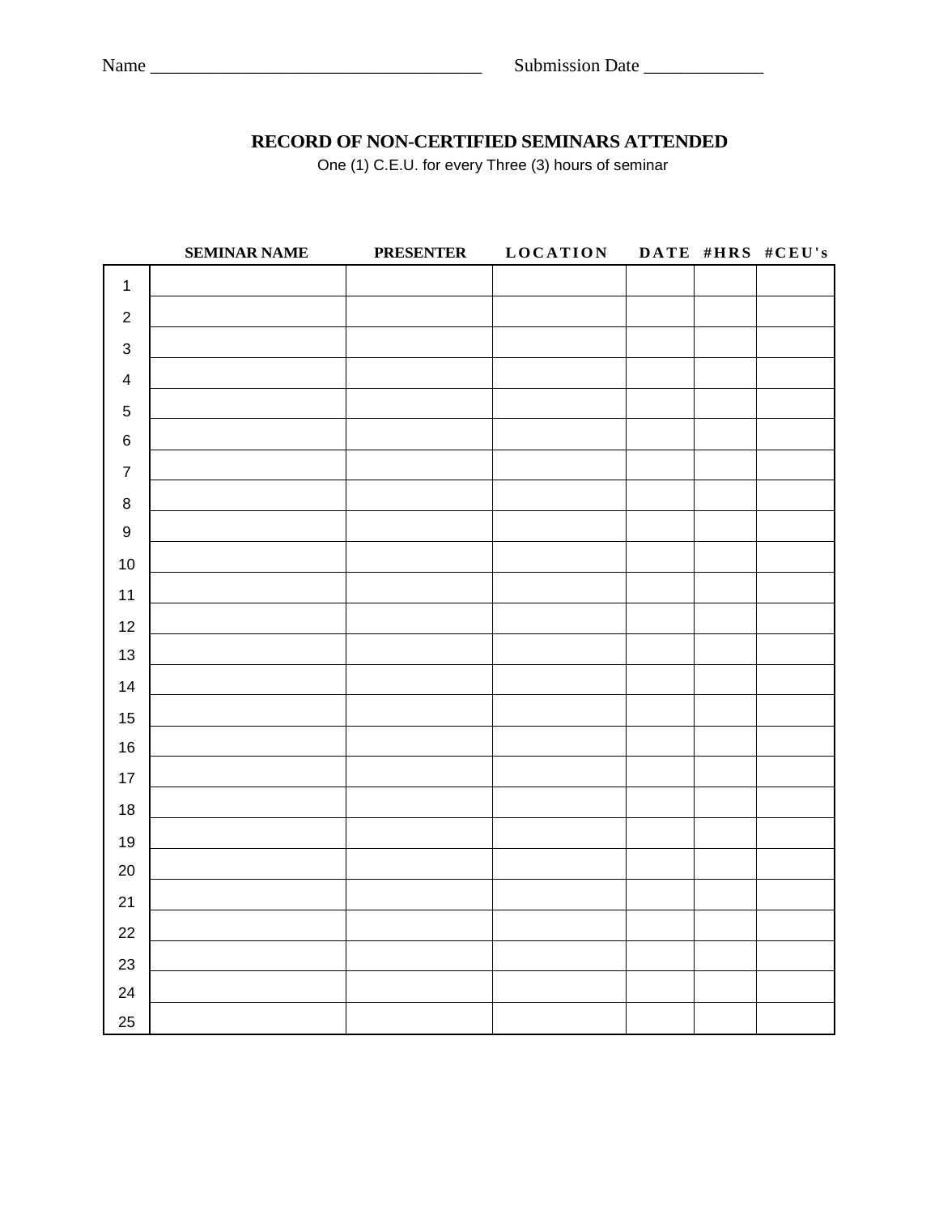Name ___________________________________ Submission Date _____________

## RECORD OF NON-CERTIFIED SEMINARS ATTENDED

One (1) C.E.U. for every Three (3) hours of seminar

| | SEMINAR NAME | PRESENTER | LOCATION | DATE | #HRS | #CEU's |
|---|---|---|---|---|---|---|
| 1 | | | | | | |
| 2 | | | | | | |
| 3 | | | | | | |
| 4 | | | | | | |
| 5 | | | | | | |
| 6 | | | | | | |
| 7 | | | | | | |
| 8 | | | | | | |
| 9 | | | | | | |
| 10 | | | | | | |
| 11 | | | | | | |
| 12 | | | | | | |
| 13 | | | | | | |
| 14 | | | | | | |
| 15 | | | | | | |
| 16 | | | | | | |
| 17 | | | | | | |
| 18 | | | | | | |
| 19 | | | | | | |
| 20 | | | | | | |
| 21 | | | | | | |
| 22 | | | | | | |
| 23 | | | | | | |
| 24 | | | | | | |
| 25 | | | | | | |